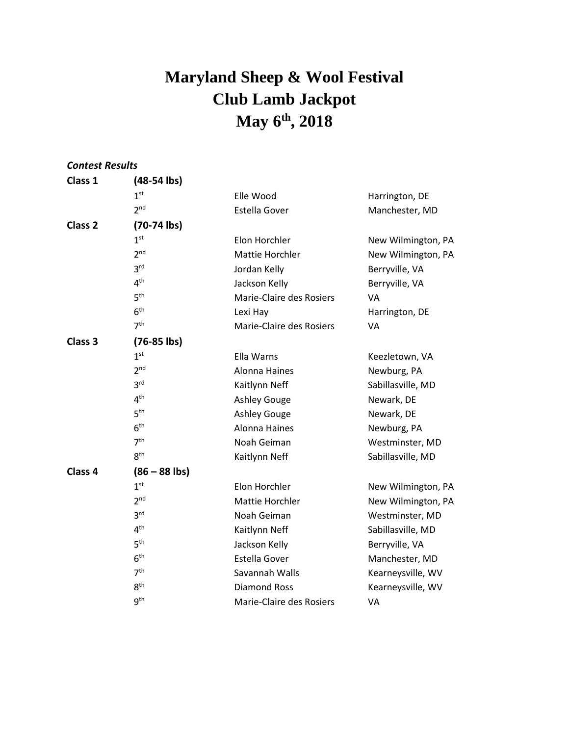# Maryland Sheep & Wool Festival
# Club Lamb Jackpot
# May 6th, 2018

***Contest Results***

| | | | |
|---|---|---|---|
| **Class 1** | **(48-54 lbs)** | | |
| | 1st | Elle Wood | Harrington, DE |
| | 2nd | Estella Gover | Manchester, MD |
| **Class 2** | **(70-74 lbs)** | | |
| | 1st | Elon Horchler | New Wilmington, PA |
| | 2nd | Mattie Horchler | New Wilmington, PA |
| | 3rd | Jordan Kelly | Berryville, VA |
| | 4th | Jackson Kelly | Berryville, VA |
| | 5th | Marie-Claire des Rosiers | VA |
| | 6th | Lexi Hay | Harrington, DE |
| | 7th | Marie-Claire des Rosiers | VA |
| **Class 3** | **(76-85 lbs)** | | |
| | 1st | Ella Warns | Keezletown, VA |
| | 2nd | Alonna Haines | Newburg, PA |
| | 3rd | Kaitlynn Neff | Sabillasville, MD |
| | 4th | Ashley Gouge | Newark, DE |
| | 5th | Ashley Gouge | Newark, DE |
| | 6th | Alonna Haines | Newburg, PA |
| | 7th | Noah Geiman | Westminster, MD |
| | 8th | Kaitlynn Neff | Sabillasville, MD |
| **Class 4** | **(86 – 88 lbs)** | | |
| | 1st | Elon Horchler | New Wilmington, PA |
| | 2nd | Mattie Horchler | New Wilmington, PA |
| | 3rd | Noah Geiman | Westminster, MD |
| | 4th | Kaitlynn Neff | Sabillasville, MD |
| | 5th | Jackson Kelly | Berryville, VA |
| | 6th | Estella Gover | Manchester, MD |
| | 7th | Savannah Walls | Kearneysville, WV |
| | 8th | Diamond Ross | Kearneysville, WV |
| | 9th | Marie-Claire des Rosiers | VA |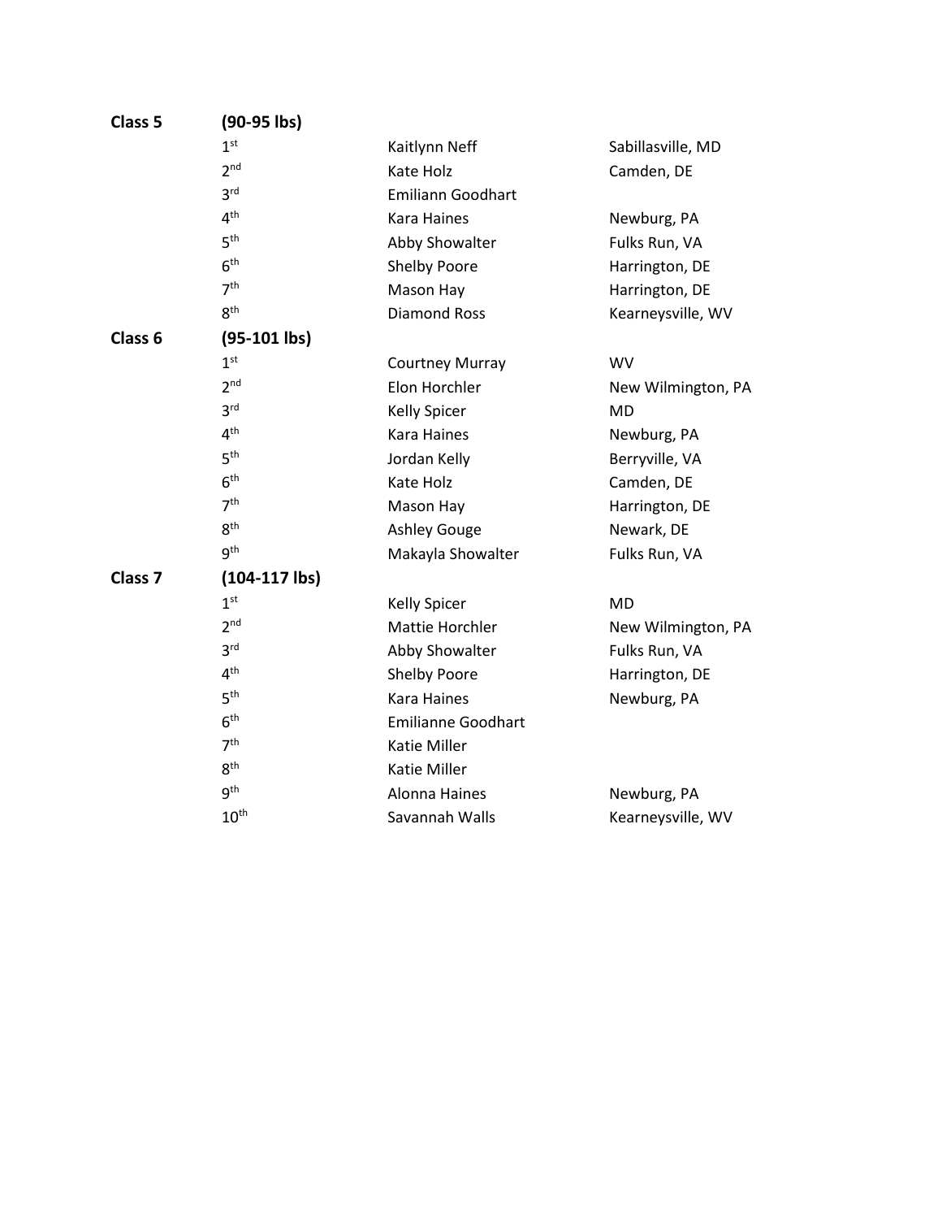| | | | |
|---|---|---|---|
| **Class 5** | **(90-95 lbs)** | | |
| | 1st | Kaitlynn Neff | Sabillasville, MD |
| | 2nd | Kate Holz | Camden, DE |
| | 3rd | Emiliann Goodhart | |
| | 4th | Kara Haines | Newburg, PA |
| | 5th | Abby Showalter | Fulks Run, VA |
| | 6th | Shelby Poore | Harrington, DE |
| | 7th | Mason Hay | Harrington, DE |
| | 8th | Diamond Ross | Kearneysville, WV |
| **Class 6** | **(95-101 lbs)** | | |
| | 1st | Courtney Murray | WV |
| | 2nd | Elon Horchler | New Wilmington, PA |
| | 3rd | Kelly Spicer | MD |
| | 4th | Kara Haines | Newburg, PA |
| | 5th | Jordan Kelly | Berryville, VA |
| | 6th | Kate Holz | Camden, DE |
| | 7th | Mason Hay | Harrington, DE |
| | 8th | Ashley Gouge | Newark, DE |
| | 9th | Makayla Showalter | Fulks Run, VA |
| **Class 7** | **(104-117 lbs)** | | |
| | 1st | Kelly Spicer | MD |
| | 2nd | Mattie Horchler | New Wilmington, PA |
| | 3rd | Abby Showalter | Fulks Run, VA |
| | 4th | Shelby Poore | Harrington, DE |
| | 5th | Kara Haines | Newburg, PA |
| | 6th | Emilianne Goodhart | |
| | 7th | Katie Miller | |
| | 8th | Katie Miller | |
| | 9th | Alonna Haines | Newburg, PA |
| | 10th | Savannah Walls | Kearneysville, WV |